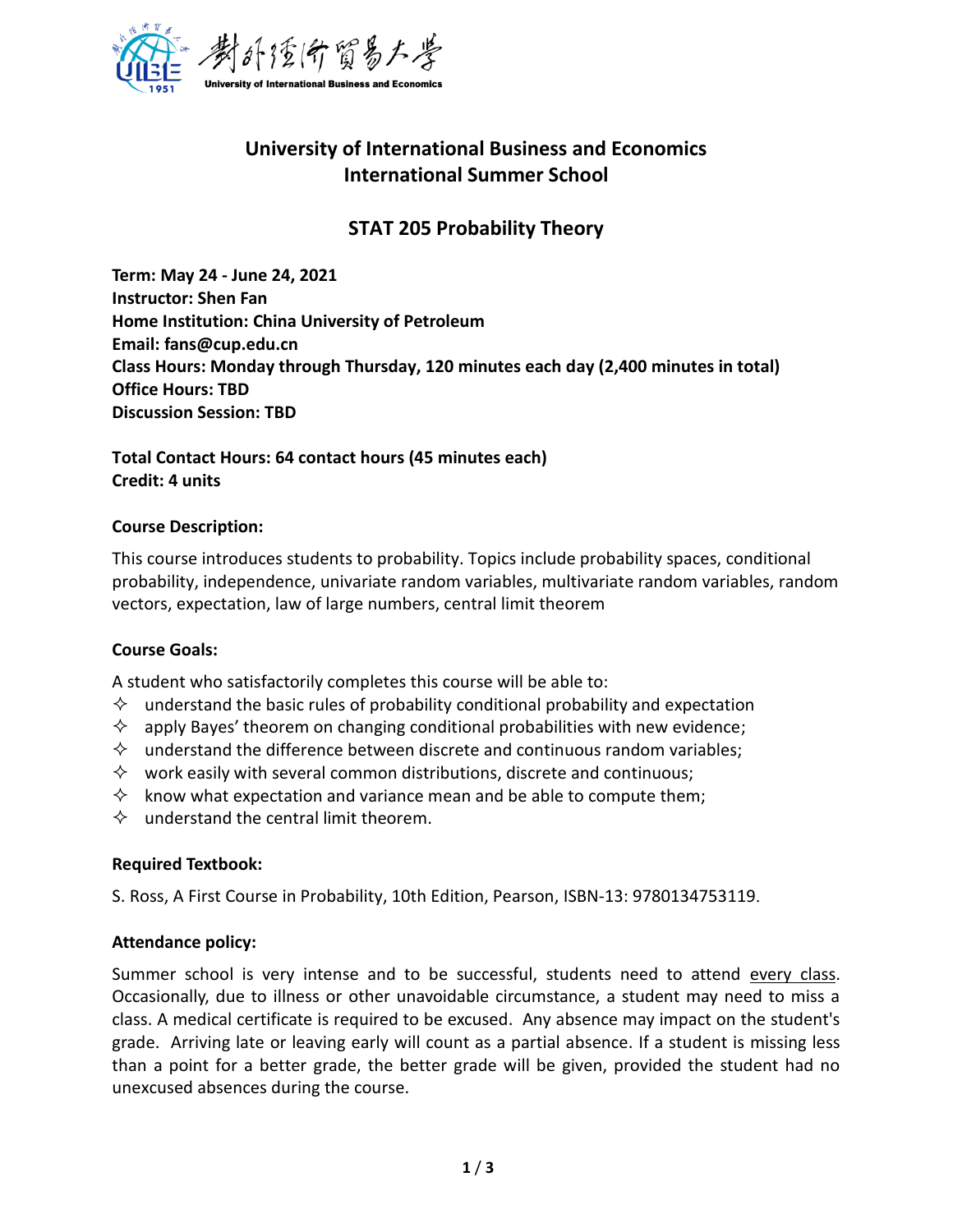# University of International Business and Economics
# International Summer School

## STAT 205 Probability Theory

**Term: May 24 - June 24, 2021**
**Instructor: Shen Fan**
**Home Institution: China University of Petroleum**
**Email: fans@cup.edu.cn**
**Class Hours: Monday through Thursday, 120 minutes each day (2,400 minutes in total)**
**Office Hours: TBD**
**Discussion Session: TBD**

**Total Contact Hours: 64 contact hours (45 minutes each)**
**Credit: 4 units**

### Course Description:

This course introduces students to probability. Topics include probability spaces, conditional probability, independence, univariate random variables, multivariate random variables, random vectors, expectation, law of large numbers, central limit theorem

### Course Goals:

A student who satisfactorily completes this course will be able to:

- understand the basic rules of probability conditional probability and expectation
- apply Bayes' theorem on changing conditional probabilities with new evidence;
- understand the difference between discrete and continuous random variables;
- work easily with several common distributions, discrete and continuous;
- know what expectation and variance mean and be able to compute them;
- understand the central limit theorem.

### Required Textbook:

S. Ross, A First Course in Probability, 10th Edition, Pearson, ISBN-13: 9780134753119.

### Attendance policy:

Summer school is very intense and to be successful, students need to attend every class. Occasionally, due to illness or other unavoidable circumstance, a student may need to miss a class. A medical certificate is required to be excused. Any absence may impact on the student's grade. Arriving late or leaving early will count as a partial absence. If a student is missing less than a point for a better grade, the better grade will be given, provided the student had no unexcused absences during the course.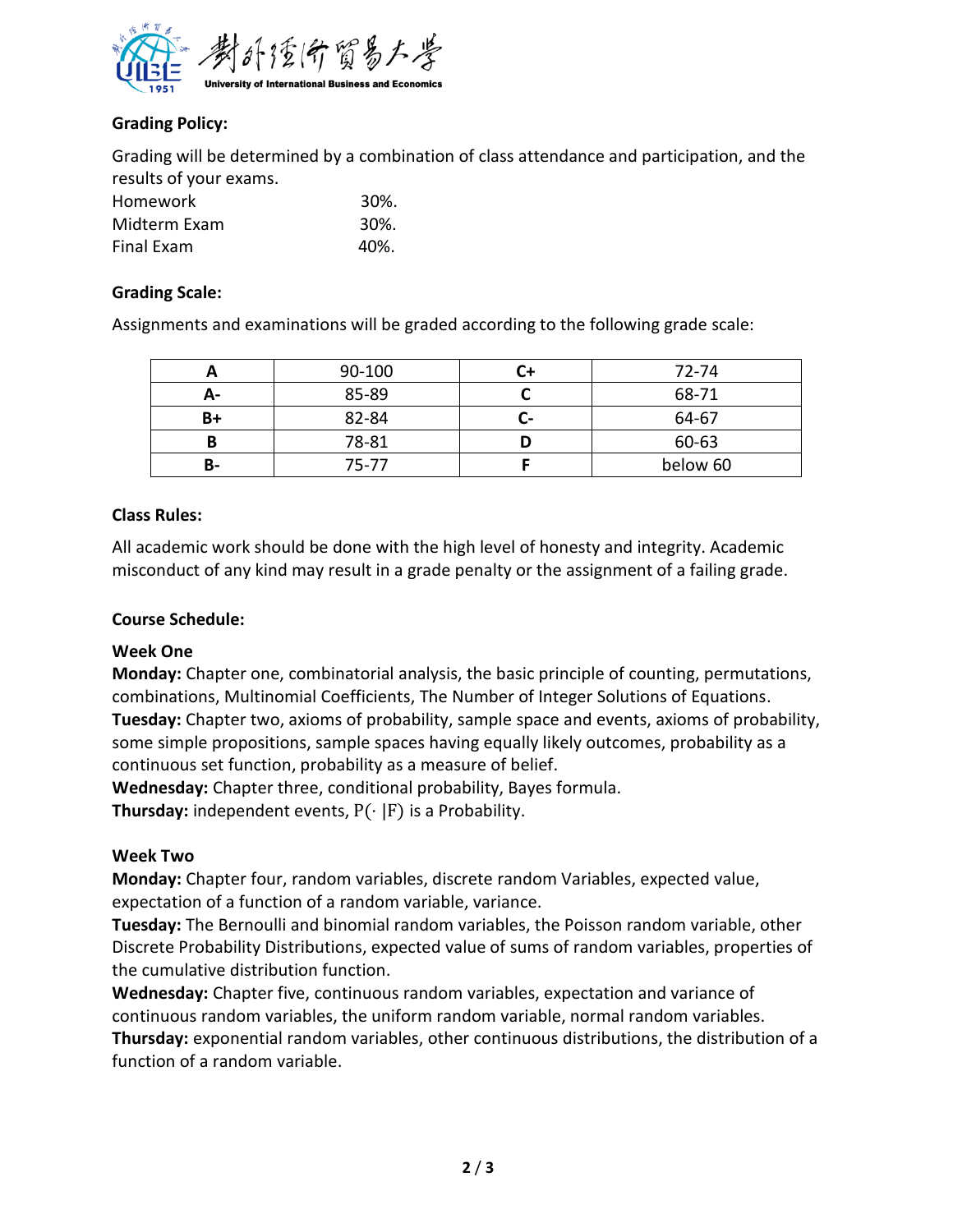**Grading Policy:**

Grading will be determined by a combination of class attendance and participation, and the results of your exams.

| | |
|---|---|
| Homework | 30%. |
| Midterm Exam | 30%. |
| Final Exam | 40%. |

**Grading Scale:**

Assignments and examinations will be graded according to the following grade scale:

| A | 90-100 | C+ | 72-74 |
|---|---|---|---|
| A- | 85-89 | C | 68-71 |
| B+ | 82-84 | C- | 64-67 |
| B | 78-81 | D | 60-63 |
| B- | 75-77 | F | below 60 |

**Class Rules:**

All academic work should be done with the high level of honesty and integrity. Academic misconduct of any kind may result in a grade penalty or the assignment of a failing grade.

**Course Schedule:**

**Week One**

**Monday:** Chapter one, combinatorial analysis, the basic principle of counting, permutations, combinations, Multinomial Coefficients, The Number of Integer Solutions of Equations.
**Tuesday:** Chapter two, axioms of probability, sample space and events, axioms of probability, some simple propositions, sample spaces having equally likely outcomes, probability as a continuous set function, probability as a measure of belief.
**Wednesday:** Chapter three, conditional probability, Bayes formula.
**Thursday:** independent events, $P(\cdot|F)$ is a Probability.

**Week Two**

**Monday:** Chapter four, random variables, discrete random Variables, expected value, expectation of a function of a random variable, variance.
**Tuesday:** The Bernoulli and binomial random variables, the Poisson random variable, other Discrete Probability Distributions, expected value of sums of random variables, properties of the cumulative distribution function.
**Wednesday:** Chapter five, continuous random variables, expectation and variance of continuous random variables, the uniform random variable, normal random variables.
**Thursday:** exponential random variables, other continuous distributions, the distribution of a function of a random variable.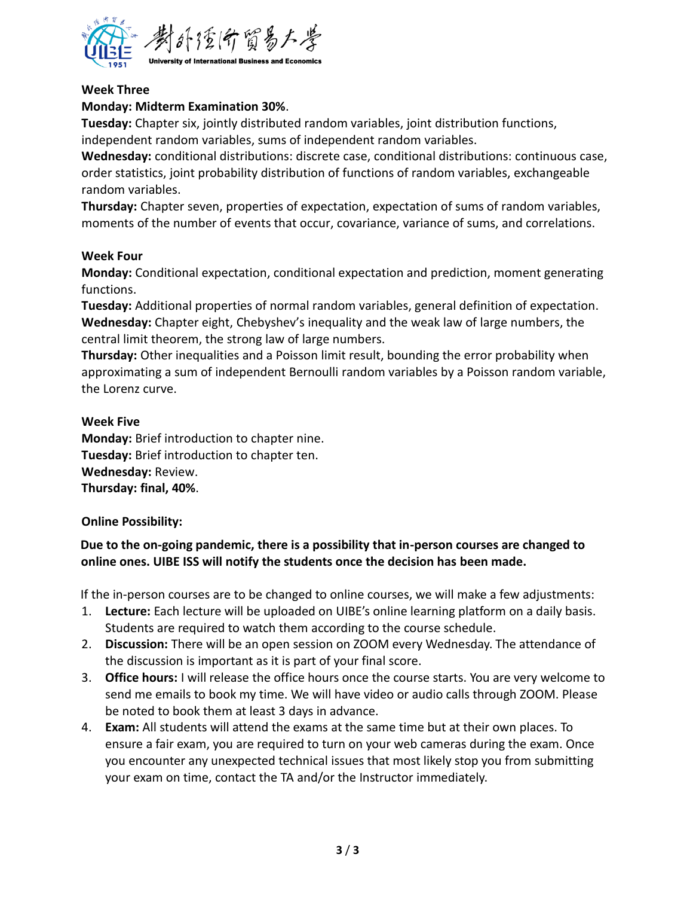**Week Three**

**Monday: Midterm Examination 30%**.

**Tuesday:** Chapter six, jointly distributed random variables, joint distribution functions, independent random variables, sums of independent random variables.

**Wednesday:** conditional distributions: discrete case, conditional distributions: continuous case, order statistics, joint probability distribution of functions of random variables, exchangeable random variables.

**Thursday:** Chapter seven, properties of expectation, expectation of sums of random variables, moments of the number of events that occur, covariance, variance of sums, and correlations.

**Week Four**

**Monday:** Conditional expectation, conditional expectation and prediction, moment generating functions.

**Tuesday:** Additional properties of normal random variables, general definition of expectation.

**Wednesday:** Chapter eight, Chebyshev's inequality and the weak law of large numbers, the central limit theorem, the strong law of large numbers.

**Thursday:** Other inequalities and a Poisson limit result, bounding the error probability when approximating a sum of independent Bernoulli random variables by a Poisson random variable, the Lorenz curve.

**Week Five**

**Monday:** Brief introduction to chapter nine.

**Tuesday:** Brief introduction to chapter ten.

**Wednesday:** Review.

**Thursday: final, 40%**.

**Online Possibility:**

**Due to the on-going pandemic, there is a possibility that in-person courses are changed to online ones. UIBE ISS will notify the students once the decision has been made.**

If the in-person courses are to be changed to online courses, we will make a few adjustments:

1. **Lecture:** Each lecture will be uploaded on UIBE's online learning platform on a daily basis. Students are required to watch them according to the course schedule.
2. **Discussion:** There will be an open session on ZOOM every Wednesday. The attendance of the discussion is important as it is part of your final score.
3. **Office hours:** I will release the office hours once the course starts. You are very welcome to send me emails to book my time. We will have video or audio calls through ZOOM. Please be noted to book them at least 3 days in advance.
4. **Exam:** All students will attend the exams at the same time but at their own places. To ensure a fair exam, you are required to turn on your web cameras during the exam. Once you encounter any unexpected technical issues that most likely stop you from submitting your exam on time, contact the TA and/or the Instructor immediately.